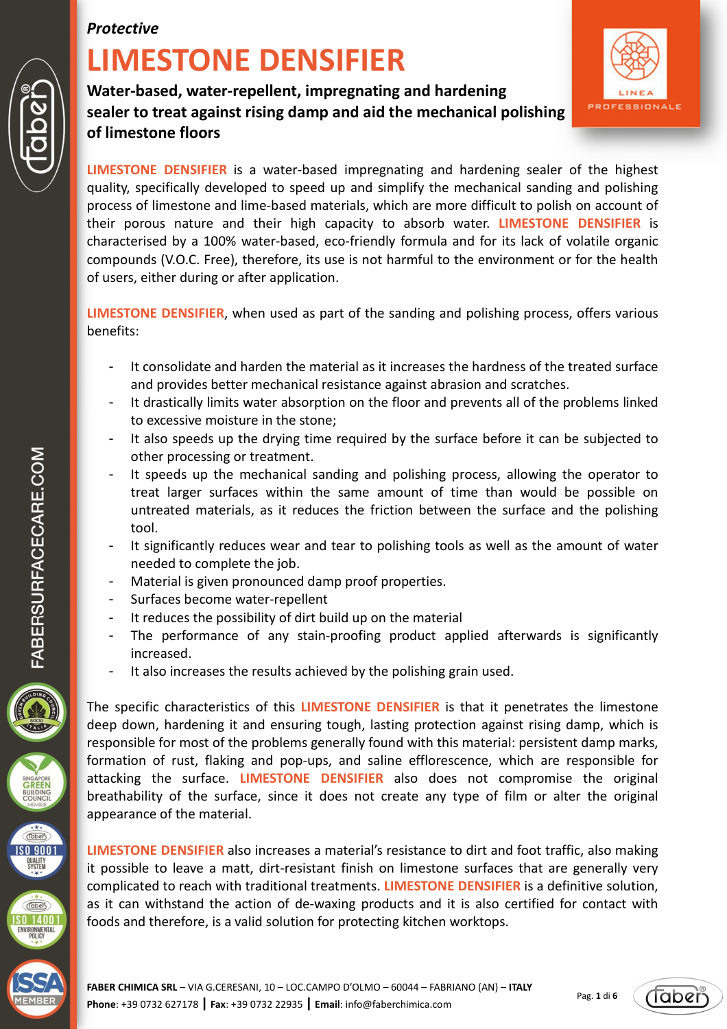*Protective*

# LIMESTONE DENSIFIER

**Water-based, water-repellent, impregnating and hardening sealer to treat against rising damp and aid the mechanical polishing of limestone floors**

**LIMESTONE DENSIFIER** is a water-based impregnating and hardening sealer of the highest quality, specifically developed to speed up and simplify the mechanical sanding and polishing process of limestone and lime-based materials, which are more difficult to polish on account of their porous nature and their high capacity to absorb water. **LIMESTONE DENSIFIER** is characterised by a 100% water-based, eco-friendly formula and for its lack of volatile organic compounds (V.O.C. Free), therefore, its use is not harmful to the environment or for the health of users, either during or after application.

**LIMESTONE DENSIFIER**, when used as part of the sanding and polishing process, offers various benefits:

- It consolidate and harden the material as it increases the hardness of the treated surface and provides better mechanical resistance against abrasion and scratches.
- It drastically limits water absorption on the floor and prevents all of the problems linked to excessive moisture in the stone;
- It also speeds up the drying time required by the surface before it can be subjected to other processing or treatment.
- It speeds up the mechanical sanding and polishing process, allowing the operator to treat larger surfaces within the same amount of time than would be possible on untreated materials, as it reduces the friction between the surface and the polishing tool.
- It significantly reduces wear and tear to polishing tools as well as the amount of water needed to complete the job.
- Material is given pronounced damp proof properties.
- Surfaces become water-repellent
- It reduces the possibility of dirt build up on the material
- The performance of any stain-proofing product applied afterwards is significantly increased.
- It also increases the results achieved by the polishing grain used.

The specific characteristics of this **LIMESTONE DENSIFIER** is that it penetrates the limestone deep down, hardening it and ensuring tough, lasting protection against rising damp, which is responsible for most of the problems generally found with this material: persistent damp marks, formation of rust, flaking and pop-ups, and saline efflorescence, which are responsible for attacking the surface. **LIMESTONE DENSIFIER** also does not compromise the original breathability of the surface, since it does not create any type of film or alter the original appearance of the material.

**LIMESTONE DENSIFIER** also increases a material's resistance to dirt and foot traffic, also making it possible to leave a matt, dirt-resistant finish on limestone surfaces that are generally very complicated to reach with traditional treatments. **LIMESTONE DENSIFIER** is a definitive solution, as it can withstand the action of de-waxing products and it is also certified for contact with foods and therefore, is a valid solution for protecting kitchen worktops.

**FABER CHIMICA SRL** – VIA G.CERESANI, 10 – LOC.CAMPO D'OLMO – 60044 – FABRIANO (AN) – **ITALY**
**Phone**: +39 0732 627178 | **Fax**: +39 0732 22935 | **Email**: info@faberchimica.com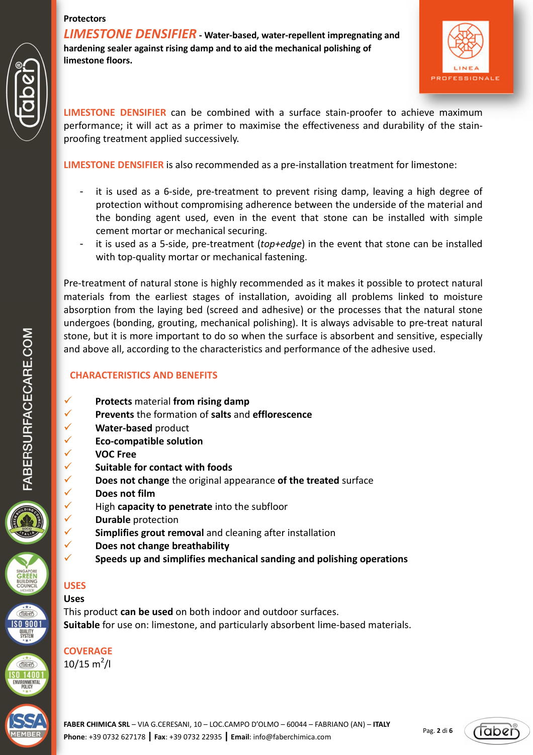Protectors

# LIMESTONE DENSIFIER - Water-based, water-repellent impregnating and hardening sealer against rising damp and to aid the mechanical polishing of limestone floors.

LIMESTONE DENSIFIER can be combined with a surface stain-proofer to achieve maximum performance; it will act as a primer to maximise the effectiveness and durability of the stain-proofing treatment applied successively.

LIMESTONE DENSIFIER is also recommended as a pre-installation treatment for limestone:

- it is used as a 6-side, pre-treatment to prevent rising damp, leaving a high degree of protection without compromising adherence between the underside of the material and the bonding agent used, even in the event that stone can be installed with simple cement mortar or mechanical securing.
- it is used as a 5-side, pre-treatment (*top+edge*) in the event that stone can be installed with top-quality mortar or mechanical fastening.

Pre-treatment of natural stone is highly recommended as it makes it possible to protect natural materials from the earliest stages of installation, avoiding all problems linked to moisture absorption from the laying bed (screed and adhesive) or the processes that the natural stone undergoes (bonding, grouting, mechanical polishing). It is always advisable to pre-treat natural stone, but it is more important to do so when the surface is absorbent and sensitive, especially and above all, according to the characteristics and performance of the adhesive used.

## CHARACTERISTICS AND BENEFITS

- ✓ **Protects** material **from rising damp**
- ✓ **Prevents** the formation of **salts** and **efflorescence**
- ✓ **Water-based** product
- ✓ **Eco-compatible solution**
- ✓ **VOC Free**
- ✓ **Suitable for contact with foods**
- ✓ **Does not change** the original appearance **of the treated** surface
- ✓ **Does not film**
- ✓ High **capacity to penetrate** into the subfloor
- ✓ **Durable** protection
- ✓ **Simplifies grout removal** and cleaning after installation
- ✓ **Does not change breathability**
- ✓ **Speeds up and simplifies mechanical sanding and polishing operations**

## USES

**Uses**

This product **can be used** on both indoor and outdoor surfaces.
**Suitable** for use on: limestone, and particularly absorbent lime-based materials.

## COVERAGE

10/15 $m^2$/l

**FABER CHIMICA SRL** – VIA G.CERESANI, 10 – LOC.CAMPO D'OLMO – 60044 – FABRIANO (AN) – **ITALY**
**Phone**: +39 0732 627178 | **Fax**: +39 0732 22935 | **Email**: info@faberchimica.com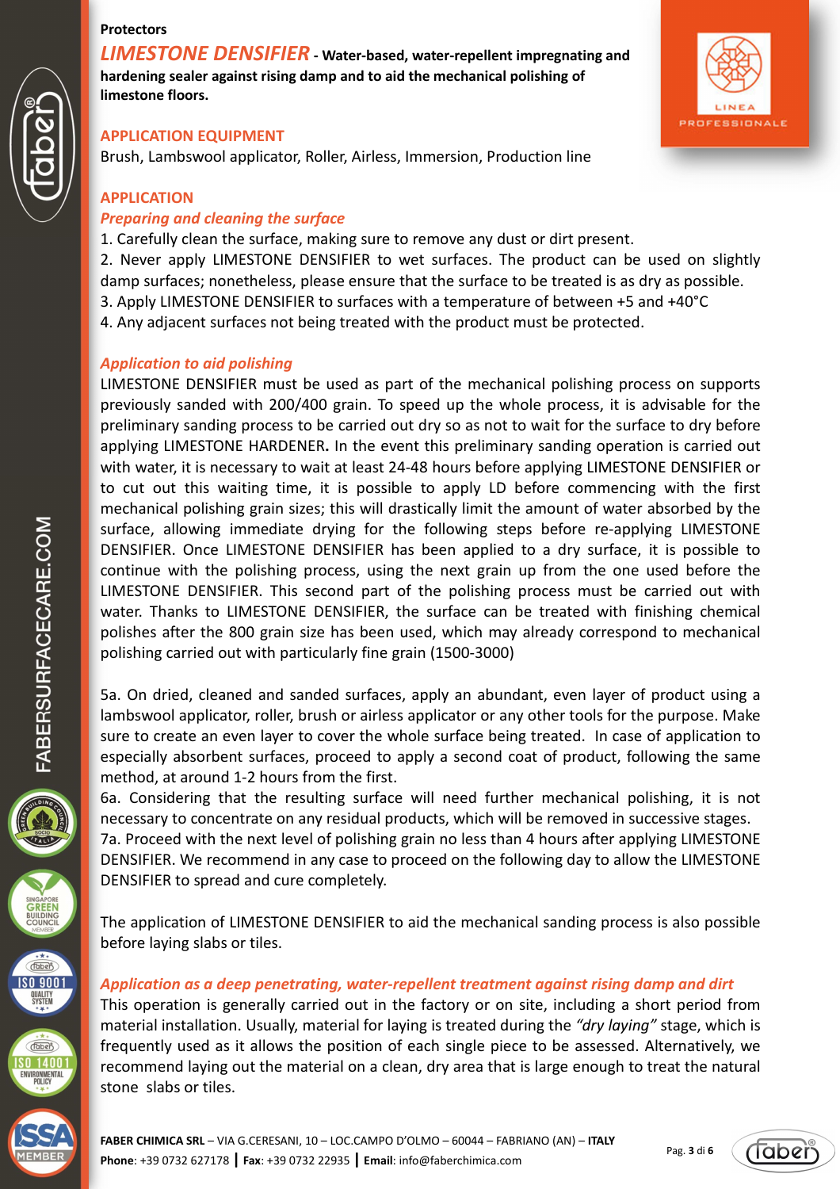Protectors

# *LIMESTONE DENSIFIER* - Water-based, water-repellent impregnating and hardening sealer against rising damp and to aid the mechanical polishing of limestone floors.

## APPLICATION EQUIPMENT

Brush, Lambswool applicator, Roller, Airless, Immersion, Production line

## APPLICATION

### *Preparing and cleaning the surface*

1. Carefully clean the surface, making sure to remove any dust or dirt present.
2. Never apply LIMESTONE DENSIFIER to wet surfaces. The product can be used on slightly damp surfaces; nonetheless, please ensure that the surface to be treated is as dry as possible.
3. Apply LIMESTONE DENSIFIER to surfaces with a temperature of between +5 and +40°C
4. Any adjacent surfaces not being treated with the product must be protected.

### *Application to aid polishing*

LIMESTONE DENSIFIER must be used as part of the mechanical polishing process on supports previously sanded with 200/400 grain. To speed up the whole process, it is advisable for the preliminary sanding process to be carried out dry so as not to wait for the surface to dry before applying LIMESTONE HARDENER**.** In the event this preliminary sanding operation is carried out with water, it is necessary to wait at least 24-48 hours before applying LIMESTONE DENSIFIER or to cut out this waiting time, it is possible to apply LD before commencing with the first mechanical polishing grain sizes; this will drastically limit the amount of water absorbed by the surface, allowing immediate drying for the following steps before re-applying LIMESTONE DENSIFIER. Once LIMESTONE DENSIFIER has been applied to a dry surface, it is possible to continue with the polishing process, using the next grain up from the one used before the LIMESTONE DENSIFIER. This second part of the polishing process must be carried out with water. Thanks to LIMESTONE DENSIFIER, the surface can be treated with finishing chemical polishes after the 800 grain size has been used, which may already correspond to mechanical polishing carried out with particularly fine grain (1500-3000)

5a. On dried, cleaned and sanded surfaces, apply an abundant, even layer of product using a lambswool applicator, roller, brush or airless applicator or any other tools for the purpose. Make sure to create an even layer to cover the whole surface being treated. In case of application to especially absorbent surfaces, proceed to apply a second coat of product, following the same method, at around 1-2 hours from the first.

6a. Considering that the resulting surface will need further mechanical polishing, it is not necessary to concentrate on any residual products, which will be removed in successive stages.

7a. Proceed with the next level of polishing grain no less than 4 hours after applying LIMESTONE DENSIFIER. We recommend in any case to proceed on the following day to allow the LIMESTONE DENSIFIER to spread and cure completely.

The application of LIMESTONE DENSIFIER to aid the mechanical sanding process is also possible before laying slabs or tiles.

### *Application as a deep penetrating, water-repellent treatment against rising damp and dirt*

This operation is generally carried out in the factory or on site, including a short period from material installation. Usually, material for laying is treated during the *"dry laying"* stage, which is frequently used as it allows the position of each single piece to be assessed. Alternatively, we recommend laying out the material on a clean, dry area that is large enough to treat the natural stone slabs or tiles.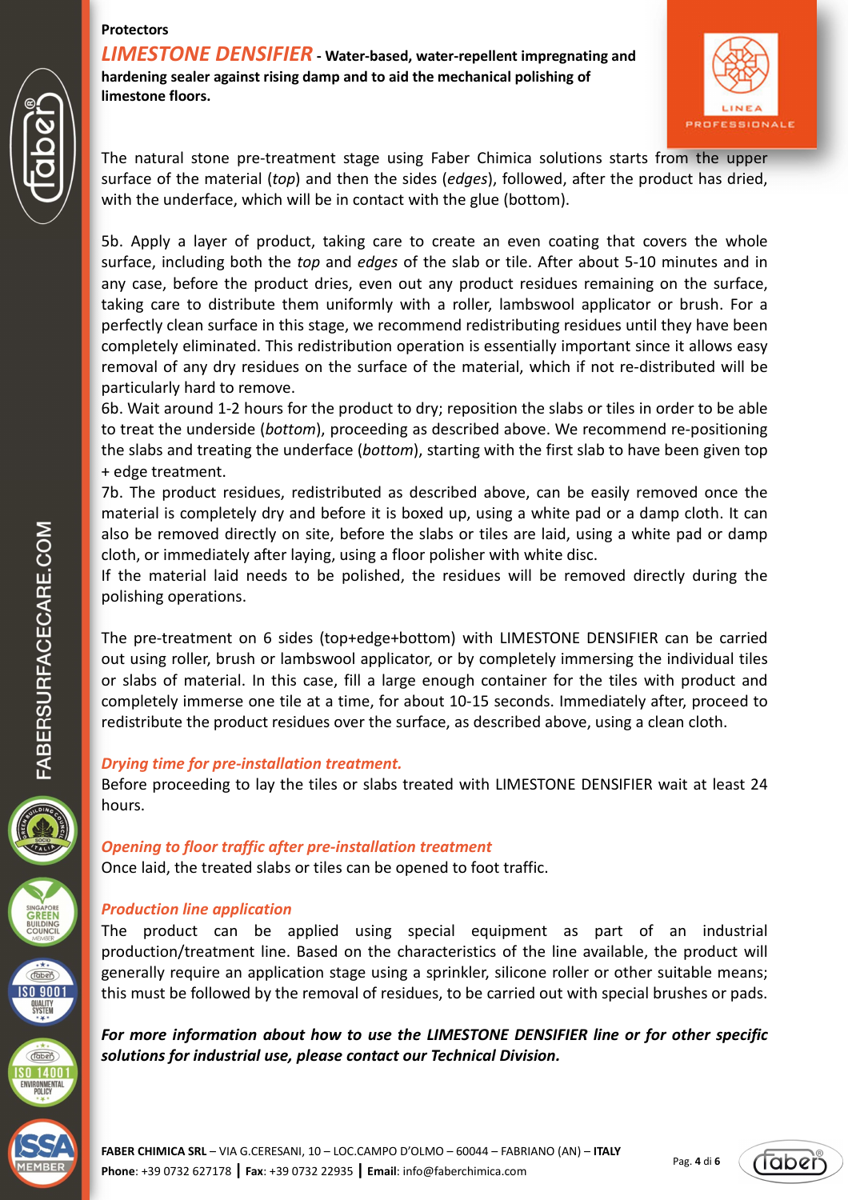Protectors

**LIMESTONE DENSIFIER - Water-based, water-repellent impregnating and hardening sealer against rising damp and to aid the mechanical polishing of limestone floors.**

The natural stone pre-treatment stage using Faber Chimica solutions starts from the upper surface of the material (*top*) and then the sides (*edges*), followed, after the product has dried, with the underface, which will be in contact with the glue (bottom).

5b. Apply a layer of product, taking care to create an even coating that covers the whole surface, including both the *top* and *edges* of the slab or tile. After about 5-10 minutes and in any case, before the product dries, even out any product residues remaining on the surface, taking care to distribute them uniformly with a roller, lambswool applicator or brush. For a perfectly clean surface in this stage, we recommend redistributing residues until they have been completely eliminated. This redistribution operation is essentially important since it allows easy removal of any dry residues on the surface of the material, which if not re-distributed will be particularly hard to remove.
6b. Wait around 1-2 hours for the product to dry; reposition the slabs or tiles in order to be able to treat the underside (*bottom*), proceeding as described above. We recommend re-positioning the slabs and treating the underface (*bottom*), starting with the first slab to have been given top + edge treatment.
7b. The product residues, redistributed as described above, can be easily removed once the material is completely dry and before it is boxed up, using a white pad or a damp cloth. It can also be removed directly on site, before the slabs or tiles are laid, using a white pad or damp cloth, or immediately after laying, using a floor polisher with white disc.
If the material laid needs to be polished, the residues will be removed directly during the polishing operations.

The pre-treatment on 6 sides (top+edge+bottom) with LIMESTONE DENSIFIER can be carried out using roller, brush or lambswool applicator, or by completely immersing the individual tiles or slabs of material. In this case, fill a large enough container for the tiles with product and completely immerse one tile at a time, for about 10-15 seconds. Immediately after, proceed to redistribute the product residues over the surface, as described above, using a clean cloth.

### *Drying time for pre-installation treatment.*

Before proceeding to lay the tiles or slabs treated with LIMESTONE DENSIFIER wait at least 24 hours.

### *Opening to floor traffic after pre-installation treatment*

Once laid, the treated slabs or tiles can be opened to foot traffic.

### *Production line application*

The product can be applied using special equipment as part of an industrial production/treatment line. Based on the characteristics of the line available, the product will generally require an application stage using a sprinkler, silicone roller or other suitable means; this must be followed by the removal of residues, to be carried out with special brushes or pads.

***For more information about how to use the LIMESTONE DENSIFIER line or for other specific solutions for industrial use, please contact our Technical Division.***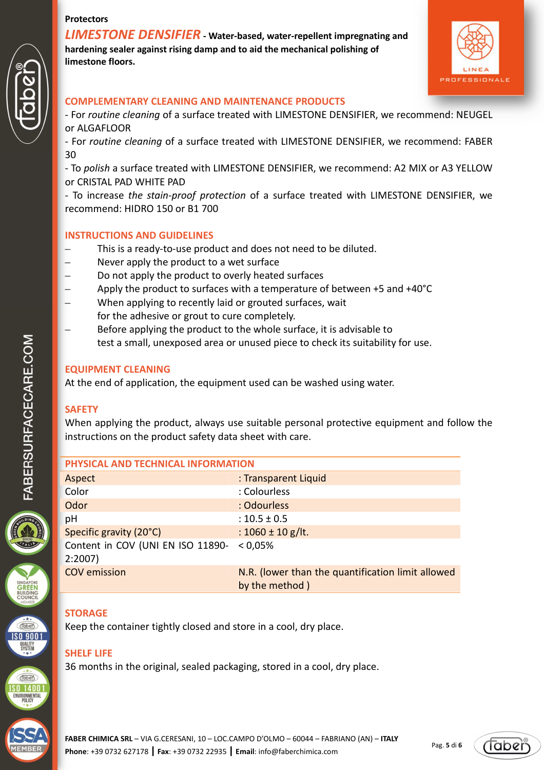Protectors

# *LIMESTONE DENSIFIER* - Water-based, water-repellent impregnating and hardening sealer against rising damp and to aid the mechanical polishing of limestone floors.

## COMPLEMENTARY CLEANING AND MAINTENANCE PRODUCTS

- For *routine cleaning* of a surface treated with LIMESTONE DENSIFIER, we recommend: NEUGEL or ALGAFLOOR
- For *routine cleaning* of a surface treated with LIMESTONE DENSIFIER, we recommend: FABER 30
- To *polish* a surface treated with LIMESTONE DENSIFIER, we recommend: A2 MIX or A3 YELLOW or CRISTAL PAD WHITE PAD
- To increase *the stain-proof protection* of a surface treated with LIMESTONE DENSIFIER, we recommend: HIDRO 150 or B1 700

## INSTRUCTIONS AND GUIDELINES

- This is a ready-to-use product and does not need to be diluted.
- Never apply the product to a wet surface
- Do not apply the product to overly heated surfaces
- Apply the product to surfaces with a temperature of between +5 and +40°C
- When applying to recently laid or grouted surfaces, wait for the adhesive or grout to cure completely.
- Before applying the product to the whole surface, it is advisable to test a small, unexposed area or unused piece to check its suitability for use.

## EQUIPMENT CLEANING

At the end of application, the equipment used can be washed using water.

## SAFETY

When applying the product, always use suitable personal protective equipment and follow the instructions on the product safety data sheet with care.

## PHYSICAL AND TECHNICAL INFORMATION

| | |
|---|---|
| Aspect | : Transparent Liquid |
| Color | : Colourless |
| Odor | : Odourless |
| pH | : 10.5 ± 0.5 |
| Specific gravity (20°C) | : 1060 ± 10 g/lt. |
| Content in COV (UNI EN ISO 11890-2:2007) | < 0,05% |
| COV emission | N.R. (lower than the quantification limit allowed by the method ) |

## STORAGE

Keep the container tightly closed and store in a cool, dry place.

## SHELF LIFE

36 months in the original, sealed packaging, stored in a cool, dry place.

**FABER CHIMICA SRL** – VIA G.CERESANI, 10 – LOC.CAMPO D'OLMO – 60044 – FABRIANO (AN) – **ITALY**
**Phone**: +39 0732 627178 | **Fax**: +39 0732 22935 | **Email**: info@faberchimica.com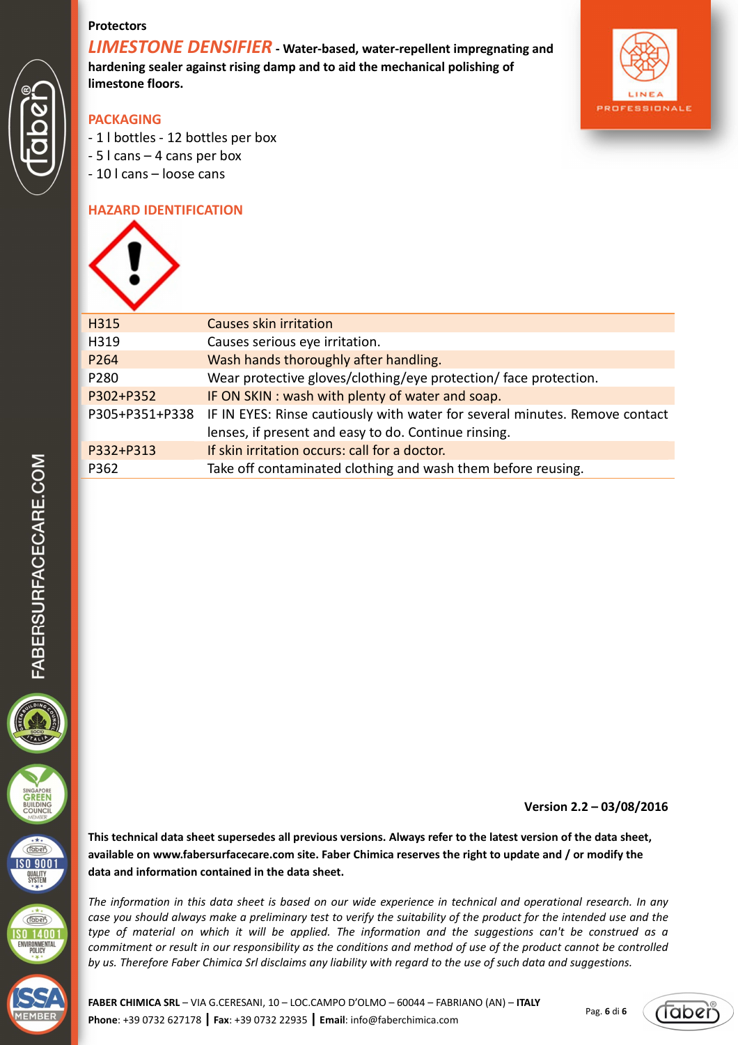Protectors

## LIMESTONE DENSIFIER - Water-based, water-repellent impregnating and hardening sealer against rising damp and to aid the mechanical polishing of limestone floors.

### PACKAGING

- 1 l bottles - 12 bottles per box
- 5 l cans – 4 cans per box
- 10 l cans – loose cans

### HAZARD IDENTIFICATION

| | |
|---|---|
| H315 | Causes skin irritation |
| H319 | Causes serious eye irritation. |
| P264 | Wash hands thoroughly after handling. |
| P280 | Wear protective gloves/clothing/eye protection/ face protection. |
| P302+P352 | IF ON SKIN : wash with plenty of water and soap. |
| P305+P351+P338 | IF IN EYES: Rinse cautiously with water for several minutes. Remove contact lenses, if present and easy to do. Continue rinsing. |
| P332+P313 | If skin irritation occurs: call for a doctor. |
| P362 | Take off contaminated clothing and wash them before reusing. |

**Version 2.2 – 03/08/2016**

**This technical data sheet supersedes all previous versions. Always refer to the latest version of the data sheet, available on www.fabersurfacecare.com site. Faber Chimica reserves the right to update and / or modify the data and information contained in the data sheet.**

*The information in this data sheet is based on our wide experience in technical and operational research. In any case you should always make a preliminary test to verify the suitability of the product for the intended use and the type of material on which it will be applied. The information and the suggestions can't be construed as a commitment or result in our responsibility as the conditions and method of use of the product cannot be controlled by us. Therefore Faber Chimica Srl disclaims any liability with regard to the use of such data and suggestions.*

**FABER CHIMICA SRL** – VIA G.CERESANI, 10 – LOC.CAMPO D'OLMO – 60044 – FABRIANO (AN) – **ITALY**
**Phone**: +39 0732 627178 | **Fax**: +39 0732 22935 | **Email**: info@faberchimica.com